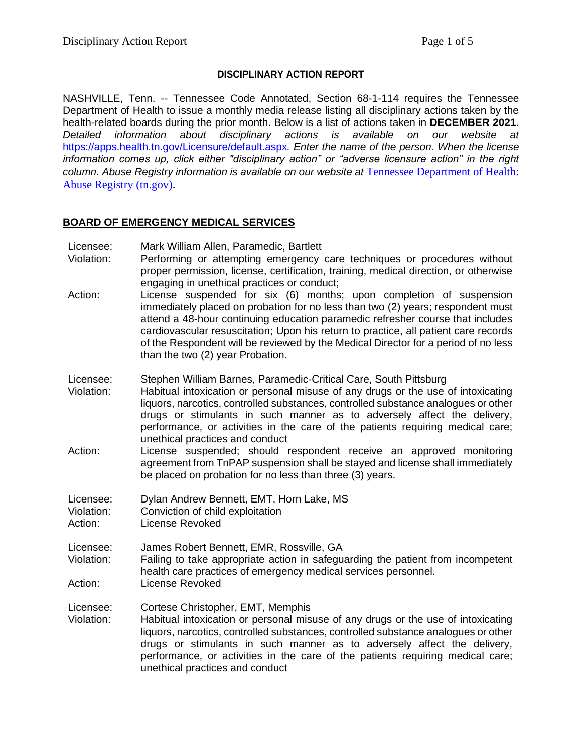**DISCIPLINARY ACTION REPORT**

NASHVILLE, Tenn. -- Tennessee Code Annotated, Section 68-1-114 requires the Tennessee Department of Health to issue a monthly media release listing all disciplinary actions taken by the health-related boards during the prior month. Below is a list of actions taken in **DECEMBER 2021**. *Detailed information about disciplinary actions is available on our website at* [https://apps.health.tn.gov/Licensure/default.aspx](https://apps.health.tn.gov/Licensure/default.aspx)*. Enter the name of the person. When the license information comes up, click either "disciplinary action" or "adverse licensure action" in the right column. Abuse Registry information is available on our website at* [Tennessee Department of Health: Abuse Registry (tn.gov)](https://www.tn.gov/health/abuse-registry.html).

---

## BOARD OF EMERGENCY MEDICAL SERVICES

Licensee: Mark William Allen, Paramedic, Bartlett
Violation: Performing or attempting emergency care techniques or procedures without proper permission, license, certification, training, medical direction, or otherwise engaging in unethical practices or conduct;
Action: License suspended for six (6) months; upon completion of suspension immediately placed on probation for no less than two (2) years; respondent must attend a 48-hour continuing education paramedic refresher course that includes cardiovascular resuscitation; Upon his return to practice, all patient care records of the Respondent will be reviewed by the Medical Director for a period of no less than the two (2) year Probation.

Licensee: Stephen William Barnes, Paramedic-Critical Care, South Pittsburg
Violation: Habitual intoxication or personal misuse of any drugs or the use of intoxicating liquors, narcotics, controlled substances, controlled substance analogues or other drugs or stimulants in such manner as to adversely affect the delivery, performance, or activities in the care of the patients requiring medical care; unethical practices and conduct
Action: License suspended; should respondent receive an approved monitoring agreement from TnPAP suspension shall be stayed and license shall immediately be placed on probation for no less than three (3) years.

Licensee: Dylan Andrew Bennett, EMT, Horn Lake, MS
Violation: Conviction of child exploitation
Action: License Revoked

Licensee: James Robert Bennett, EMR, Rossville, GA
Violation: Failing to take appropriate action in safeguarding the patient from incompetent health care practices of emergency medical services personnel.
Action: License Revoked

Licensee: Cortese Christopher, EMT, Memphis
Violation: Habitual intoxication or personal misuse of any drugs or the use of intoxicating liquors, narcotics, controlled substances, controlled substance analogues or other drugs or stimulants in such manner as to adversely affect the delivery, performance, or activities in the care of the patients requiring medical care; unethical practices and conduct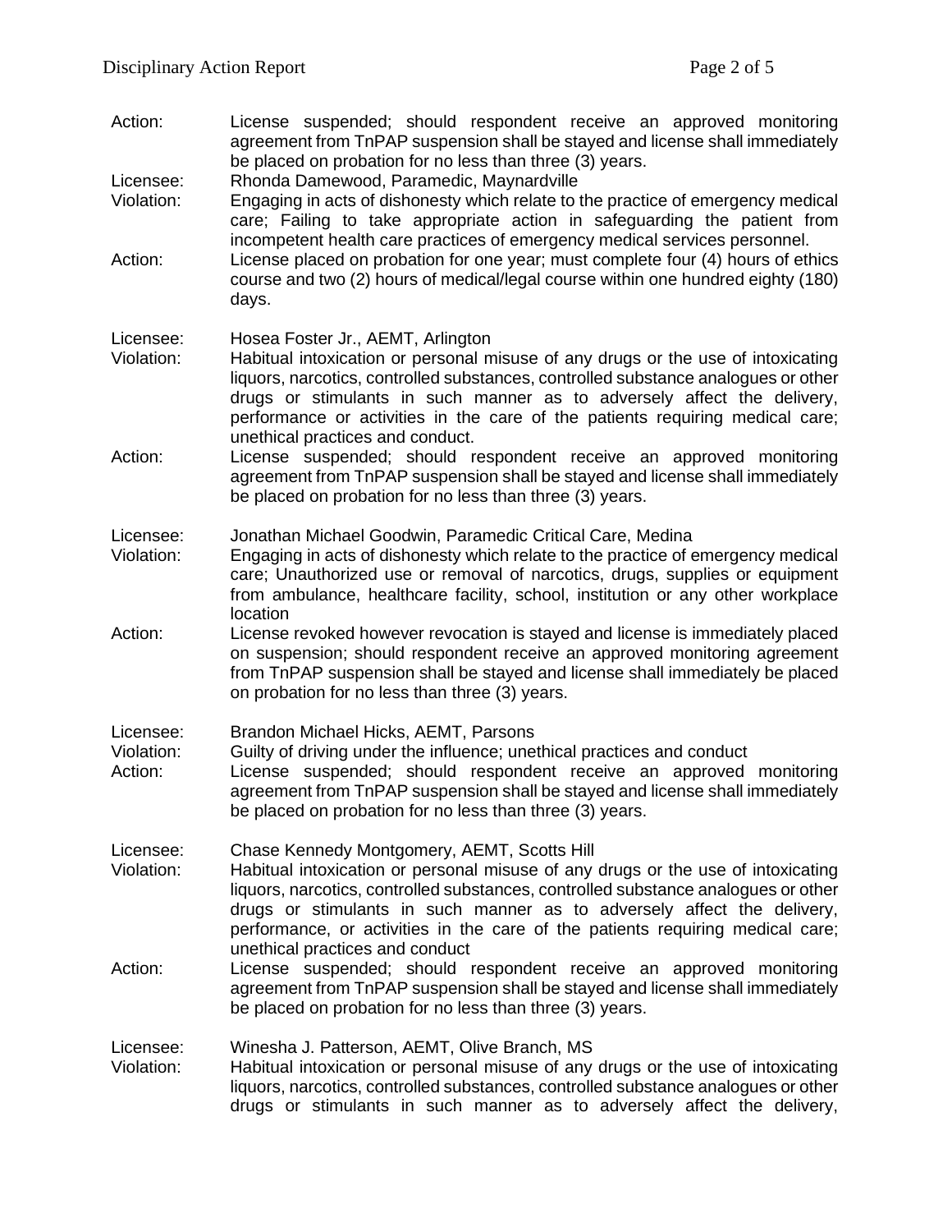Action: License suspended; should respondent receive an approved monitoring agreement from TnPAP suspension shall be stayed and license shall immediately be placed on probation for no less than three (3) years.

Licensee: Rhonda Damewood, Paramedic, Maynardville
Violation: Engaging in acts of dishonesty which relate to the practice of emergency medical care; Failing to take appropriate action in safeguarding the patient from incompetent health care practices of emergency medical services personnel.
Action: License placed on probation for one year; must complete four (4) hours of ethics course and two (2) hours of medical/legal course within one hundred eighty (180) days.

Licensee: Hosea Foster Jr., AEMT, Arlington
Violation: Habitual intoxication or personal misuse of any drugs or the use of intoxicating liquors, narcotics, controlled substances, controlled substance analogues or other drugs or stimulants in such manner as to adversely affect the delivery, performance or activities in the care of the patients requiring medical care; unethical practices and conduct.
Action: License suspended; should respondent receive an approved monitoring agreement from TnPAP suspension shall be stayed and license shall immediately be placed on probation for no less than three (3) years.

Licensee: Jonathan Michael Goodwin, Paramedic Critical Care, Medina
Violation: Engaging in acts of dishonesty which relate to the practice of emergency medical care; Unauthorized use or removal of narcotics, drugs, supplies or equipment from ambulance, healthcare facility, school, institution or any other workplace location
Action: License revoked however revocation is stayed and license is immediately placed on suspension; should respondent receive an approved monitoring agreement from TnPAP suspension shall be stayed and license shall immediately be placed on probation for no less than three (3) years.

Licensee: Brandon Michael Hicks, AEMT, Parsons
Violation: Guilty of driving under the influence; unethical practices and conduct
Action: License suspended; should respondent receive an approved monitoring agreement from TnPAP suspension shall be stayed and license shall immediately be placed on probation for no less than three (3) years.

Licensee: Chase Kennedy Montgomery, AEMT, Scotts Hill
Violation: Habitual intoxication or personal misuse of any drugs or the use of intoxicating liquors, narcotics, controlled substances, controlled substance analogues or other drugs or stimulants in such manner as to adversely affect the delivery, performance, or activities in the care of the patients requiring medical care; unethical practices and conduct
Action: License suspended; should respondent receive an approved monitoring agreement from TnPAP suspension shall be stayed and license shall immediately be placed on probation for no less than three (3) years.

Licensee: Winesha J. Patterson, AEMT, Olive Branch, MS
Violation: Habitual intoxication or personal misuse of any drugs or the use of intoxicating liquors, narcotics, controlled substances, controlled substance analogues or other drugs or stimulants in such manner as to adversely affect the delivery,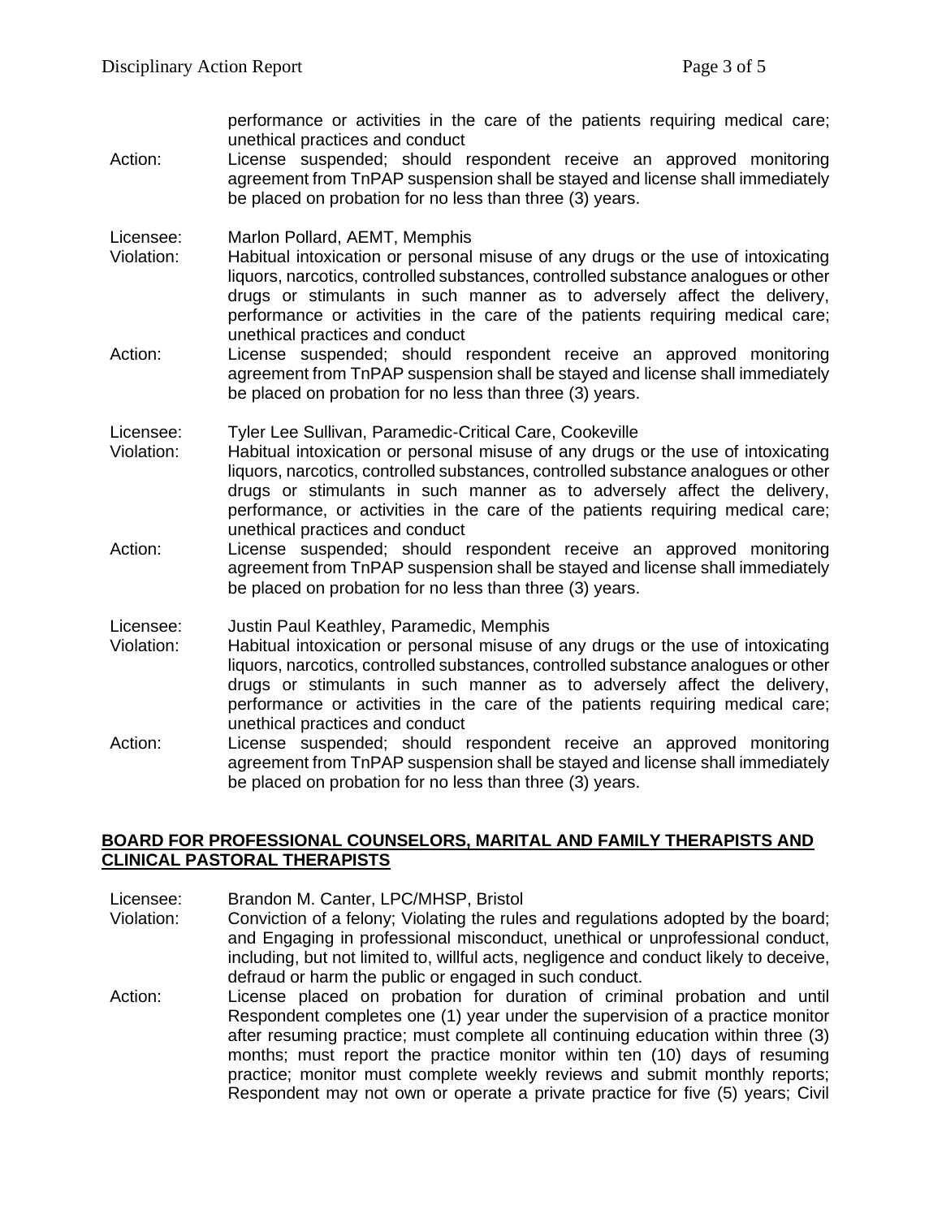performance or activities in the care of the patients requiring medical care; unethical practices and conduct

Action: License suspended; should respondent receive an approved monitoring agreement from TnPAP suspension shall be stayed and license shall immediately be placed on probation for no less than three (3) years.

Licensee: Marlon Pollard, AEMT, Memphis
Violation: Habitual intoxication or personal misuse of any drugs or the use of intoxicating liquors, narcotics, controlled substances, controlled substance analogues or other drugs or stimulants in such manner as to adversely affect the delivery, performance or activities in the care of the patients requiring medical care; unethical practices and conduct
Action: License suspended; should respondent receive an approved monitoring agreement from TnPAP suspension shall be stayed and license shall immediately be placed on probation for no less than three (3) years.

Licensee: Tyler Lee Sullivan, Paramedic-Critical Care, Cookeville
Violation: Habitual intoxication or personal misuse of any drugs or the use of intoxicating liquors, narcotics, controlled substances, controlled substance analogues or other drugs or stimulants in such manner as to adversely affect the delivery, performance, or activities in the care of the patients requiring medical care; unethical practices and conduct
Action: License suspended; should respondent receive an approved monitoring agreement from TnPAP suspension shall be stayed and license shall immediately be placed on probation for no less than three (3) years.

Licensee: Justin Paul Keathley, Paramedic, Memphis
Violation: Habitual intoxication or personal misuse of any drugs or the use of intoxicating liquors, narcotics, controlled substances, controlled substance analogues or other drugs or stimulants in such manner as to adversely affect the delivery, performance or activities in the care of the patients requiring medical care; unethical practices and conduct
Action: License suspended; should respondent receive an approved monitoring agreement from TnPAP suspension shall be stayed and license shall immediately be placed on probation for no less than three (3) years.

## BOARD FOR PROFESSIONAL COUNSELORS, MARITAL AND FAMILY THERAPISTS AND CLINICAL PASTORAL THERAPISTS

Licensee: Brandon M. Canter, LPC/MHSP, Bristol
Violation: Conviction of a felony; Violating the rules and regulations adopted by the board; and Engaging in professional misconduct, unethical or unprofessional conduct, including, but not limited to, willful acts, negligence and conduct likely to deceive, defraud or harm the public or engaged in such conduct.
Action: License placed on probation for duration of criminal probation and until Respondent completes one (1) year under the supervision of a practice monitor after resuming practice; must complete all continuing education within three (3) months; must report the practice monitor within ten (10) days of resuming practice; monitor must complete weekly reviews and submit monthly reports; Respondent may not own or operate a private practice for five (5) years; Civil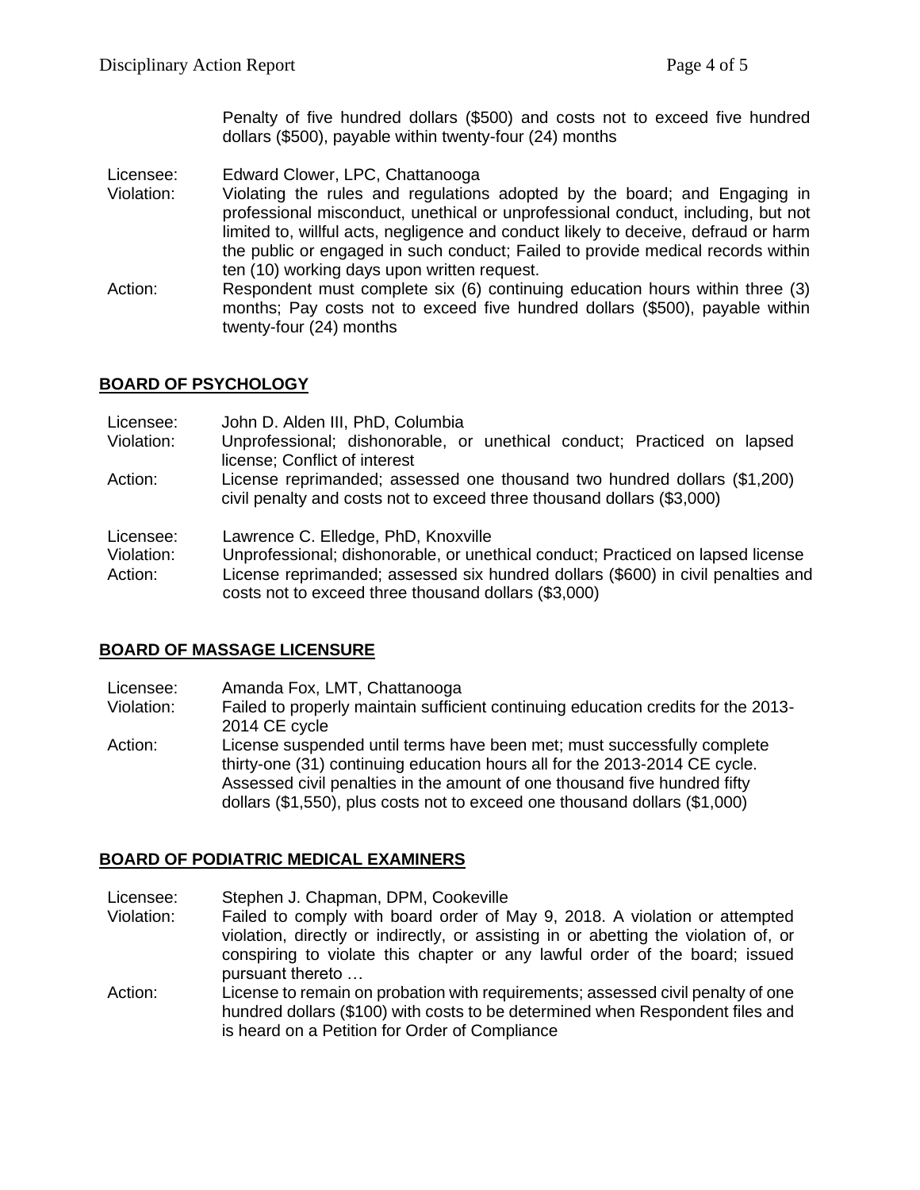Penalty of five hundred dollars ($500) and costs not to exceed five hundred dollars ($500), payable within twenty-four (24) months

Licensee: Edward Clower, LPC, Chattanooga
Violation: Violating the rules and regulations adopted by the board; and Engaging in professional misconduct, unethical or unprofessional conduct, including, but not limited to, willful acts, negligence and conduct likely to deceive, defraud or harm the public or engaged in such conduct; Failed to provide medical records within ten (10) working days upon written request.
Action: Respondent must complete six (6) continuing education hours within three (3) months; Pay costs not to exceed five hundred dollars ($500), payable within twenty-four (24) months

## BOARD OF PSYCHOLOGY

Licensee: John D. Alden III, PhD, Columbia
Violation: Unprofessional; dishonorable, or unethical conduct; Practiced on lapsed license; Conflict of interest
Action: License reprimanded; assessed one thousand two hundred dollars ($1,200) civil penalty and costs not to exceed three thousand dollars ($3,000)

Licensee: Lawrence C. Elledge, PhD, Knoxville
Violation: Unprofessional; dishonorable, or unethical conduct; Practiced on lapsed license
Action: License reprimanded; assessed six hundred dollars ($600) in civil penalties and costs not to exceed three thousand dollars ($3,000)

## BOARD OF MASSAGE LICENSURE

Licensee: Amanda Fox, LMT, Chattanooga
Violation: Failed to properly maintain sufficient continuing education credits for the 2013-2014 CE cycle
Action: License suspended until terms have been met; must successfully complete thirty-one (31) continuing education hours all for the 2013-2014 CE cycle. Assessed civil penalties in the amount of one thousand five hundred fifty dollars ($1,550), plus costs not to exceed one thousand dollars ($1,000)

## BOARD OF PODIATRIC MEDICAL EXAMINERS

Licensee: Stephen J. Chapman, DPM, Cookeville
Violation: Failed to comply with board order of May 9, 2018. A violation or attempted violation, directly or indirectly, or assisting in or abetting the violation of, or conspiring to violate this chapter or any lawful order of the board; issued pursuant thereto …
Action: License to remain on probation with requirements; assessed civil penalty of one hundred dollars ($100) with costs to be determined when Respondent files and is heard on a Petition for Order of Compliance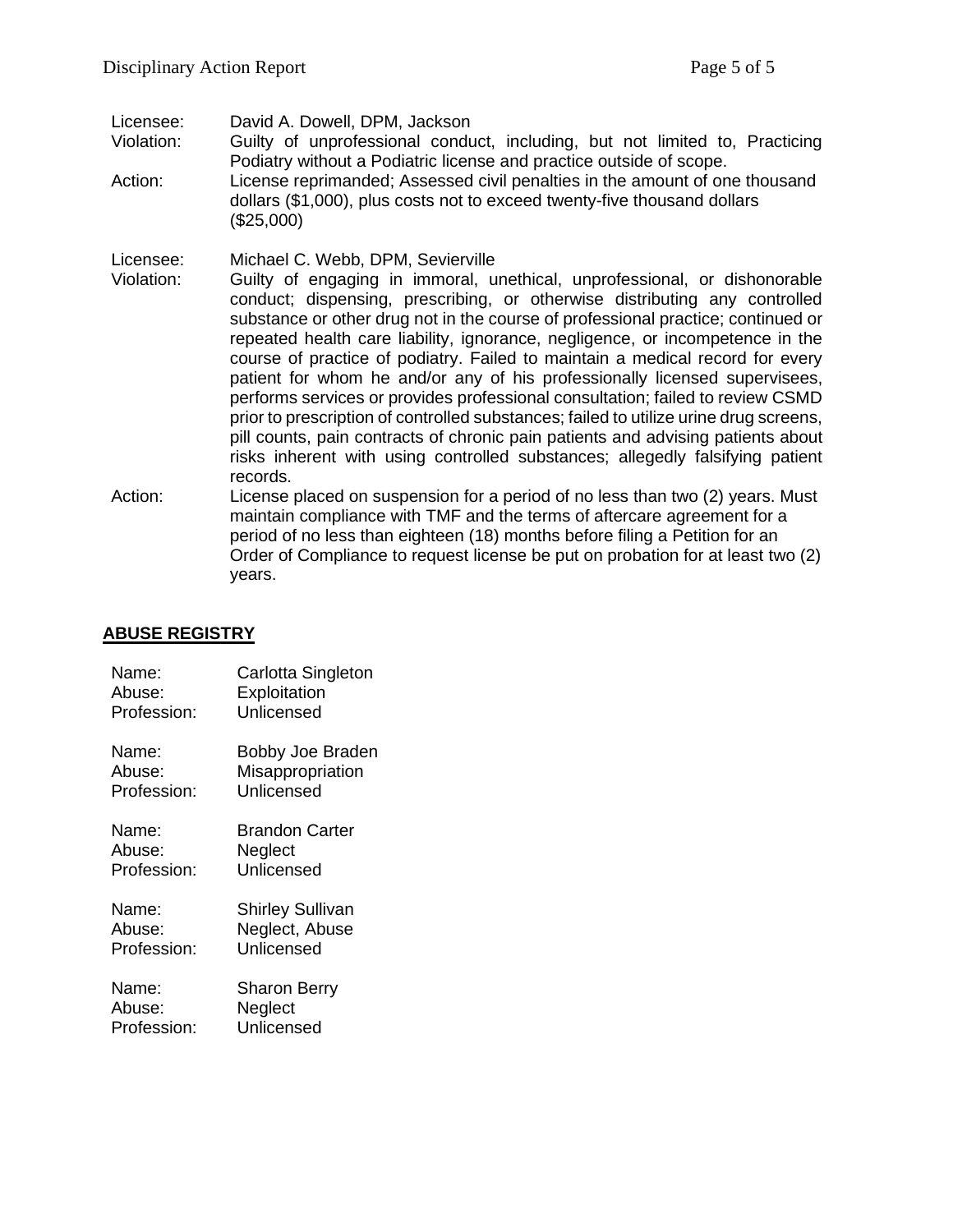Licensee: David A. Dowell, DPM, Jackson
Violation: Guilty of unprofessional conduct, including, but not limited to, Practicing Podiatry without a Podiatric license and practice outside of scope.
Action: License reprimanded; Assessed civil penalties in the amount of one thousand dollars ($1,000), plus costs not to exceed twenty-five thousand dollars ($25,000)

Licensee: Michael C. Webb, DPM, Sevierville
Violation: Guilty of engaging in immoral, unethical, unprofessional, or dishonorable conduct; dispensing, prescribing, or otherwise distributing any controlled substance or other drug not in the course of professional practice; continued or repeated health care liability, ignorance, negligence, or incompetence in the course of practice of podiatry. Failed to maintain a medical record for every patient for whom he and/or any of his professionally licensed supervisees, performs services or provides professional consultation; failed to review CSMD prior to prescription of controlled substances; failed to utilize urine drug screens, pill counts, pain contracts of chronic pain patients and advising patients about risks inherent with using controlled substances; allegedly falsifying patient records.
Action: License placed on suspension for a period of no less than two (2) years. Must maintain compliance with TMF and the terms of aftercare agreement for a period of no less than eighteen (18) months before filing a Petition for an Order of Compliance to request license be put on probation for at least two (2) years.

## ABUSE REGISTRY

Name: Carlotta Singleton
Abuse: Exploitation
Profession: Unlicensed

Name: Bobby Joe Braden
Abuse: Misappropriation
Profession: Unlicensed

Name: Brandon Carter
Abuse: Neglect
Profession: Unlicensed

Name: Shirley Sullivan
Abuse: Neglect, Abuse
Profession: Unlicensed

Name: Sharon Berry
Abuse: Neglect
Profession: Unlicensed